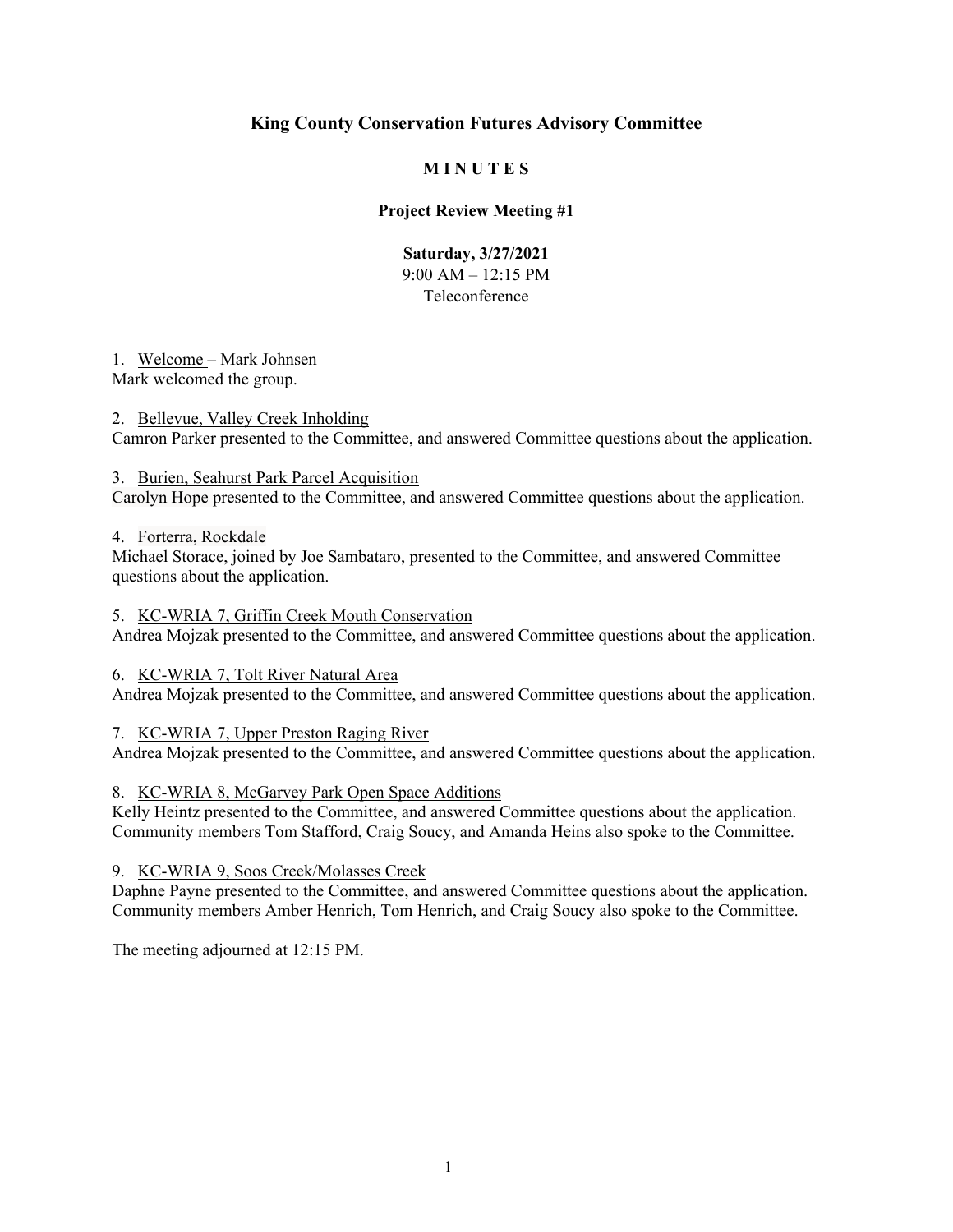# King County Conservation Futures Advisory Committee

## M I N U T E S

### Project Review Meeting #1

**Saturday, 3/27/2021**
9:00 AM – 12:15 PM
Teleconference

1. Welcome – Mark Johnsen
Mark welcomed the group.

2. Bellevue, Valley Creek Inholding
Camron Parker presented to the Committee, and answered Committee questions about the application.

3. Burien, Seahurst Park Parcel Acquisition
Carolyn Hope presented to the Committee, and answered Committee questions about the application.

4. Forterra, Rockdale
Michael Storace, joined by Joe Sambataro, presented to the Committee, and answered Committee questions about the application.

5. KC-WRIA 7, Griffin Creek Mouth Conservation
Andrea Mojzak presented to the Committee, and answered Committee questions about the application.

6. KC-WRIA 7, Tolt River Natural Area
Andrea Mojzak presented to the Committee, and answered Committee questions about the application.

7. KC-WRIA 7, Upper Preston Raging River
Andrea Mojzak presented to the Committee, and answered Committee questions about the application.

8. KC-WRIA 8, McGarvey Park Open Space Additions
Kelly Heintz presented to the Committee, and answered Committee questions about the application. Community members Tom Stafford, Craig Soucy, and Amanda Heins also spoke to the Committee.

9. KC-WRIA 9, Soos Creek/Molasses Creek
Daphne Payne presented to the Committee, and answered Committee questions about the application. Community members Amber Henrich, Tom Henrich, and Craig Soucy also spoke to the Committee.

The meeting adjourned at 12:15 PM.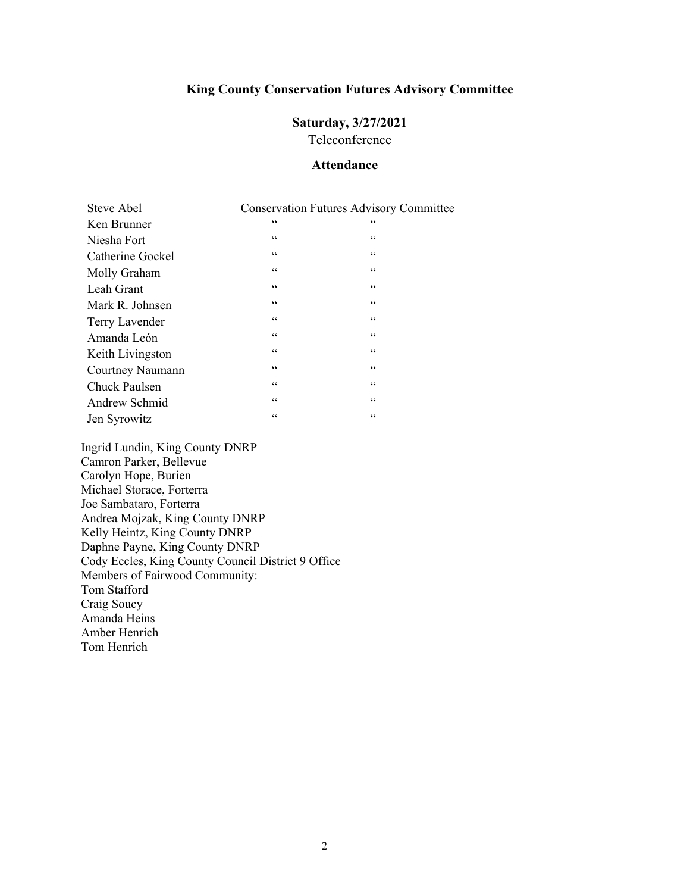**King County Conservation Futures Advisory Committee**

**Saturday, 3/27/2021**

Teleconference

**Attendance**

| | | |
|---|---|---|
| Steve Abel | Conservation Futures Advisory Committee | |
| Ken Brunner | " | " |
| Niesha Fort | " | " |
| Catherine Gockel | " | " |
| Molly Graham | " | " |
| Leah Grant | " | " |
| Mark R. Johnsen | " | " |
| Terry Lavender | " | " |
| Amanda León | " | " |
| Keith Livingston | " | " |
| Courtney Naumann | " | " |
| Chuck Paulsen | " | " |
| Andrew Schmid | " | " |
| Jen Syrowitz | " | " |

Ingrid Lundin, King County DNRP
Camron Parker, Bellevue
Carolyn Hope, Burien
Michael Storace, Forterra
Joe Sambataro, Forterra
Andrea Mojzak, King County DNRP
Kelly Heintz, King County DNRP
Daphne Payne, King County DNRP
Cody Eccles, King County Council District 9 Office
Members of Fairwood Community:
Tom Stafford
Craig Soucy
Amanda Heins
Amber Henrich
Tom Henrich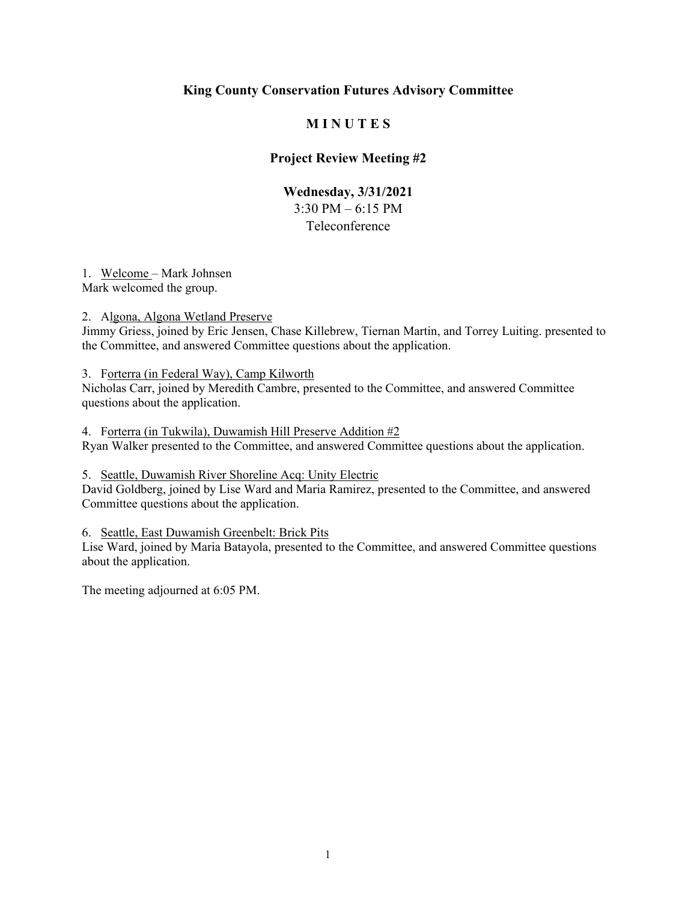**King County Conservation Futures Advisory Committee**

**M I N U T E S**

**Project Review Meeting #2**

**Wednesday, 3/31/2021**
3:30 PM – 6:15 PM
Teleconference

1. Welcome – Mark Johnsen
Mark welcomed the group.

2. Algona, Algona Wetland Preserve
Jimmy Griess, joined by Eric Jensen, Chase Killebrew, Tiernan Martin, and Torrey Luiting. presented to the Committee, and answered Committee questions about the application.

3. Forterra (in Federal Way), Camp Kilworth
Nicholas Carr, joined by Meredith Cambre, presented to the Committee, and answered Committee questions about the application.

4. Forterra (in Tukwila), Duwamish Hill Preserve Addition #2
Ryan Walker presented to the Committee, and answered Committee questions about the application.

5. Seattle, Duwamish River Shoreline Acq: Unity Electric
David Goldberg, joined by Lise Ward and Maria Ramirez, presented to the Committee, and answered Committee questions about the application.

6. Seattle, East Duwamish Greenbelt: Brick Pits
Lise Ward, joined by Maria Batayola, presented to the Committee, and answered Committee questions about the application.

The meeting adjourned at 6:05 PM.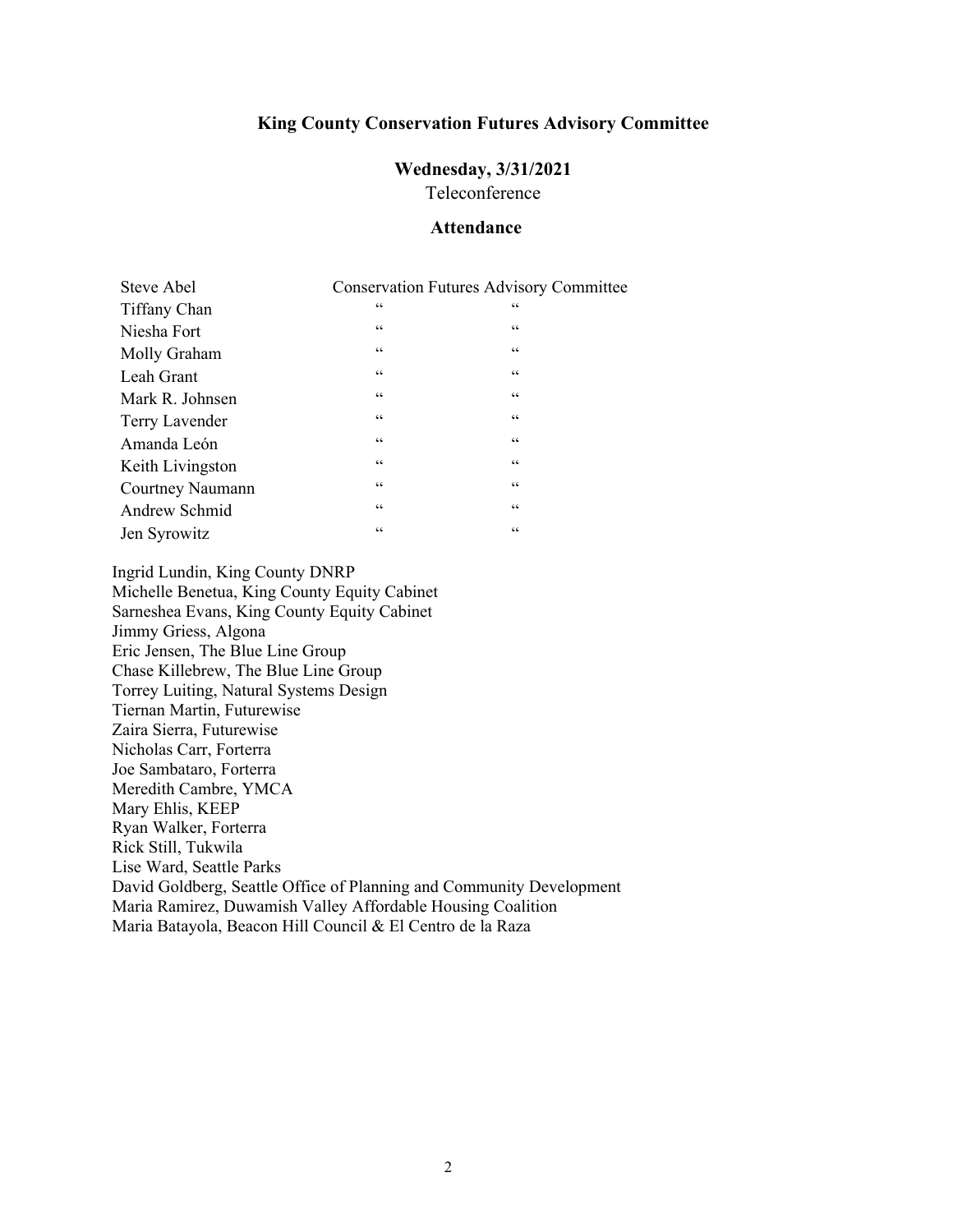**King County Conservation Futures Advisory Committee**

**Wednesday, 3/31/2021**
Teleconference

**Attendance**

| | | |
|---|---|---|
| Steve Abel | Conservation Futures Advisory Committee | |
| Tiffany Chan | " | " |
| Niesha Fort | " | " |
| Molly Graham | " | " |
| Leah Grant | " | " |
| Mark R. Johnsen | " | " |
| Terry Lavender | " | " |
| Amanda León | " | " |
| Keith Livingston | " | " |
| Courtney Naumann | " | " |
| Andrew Schmid | " | " |
| Jen Syrowitz | " | " |

Ingrid Lundin, King County DNRP
Michelle Benetua, King County Equity Cabinet
Sarneshea Evans, King County Equity Cabinet
Jimmy Griess, Algona
Eric Jensen, The Blue Line Group
Chase Killebrew, The Blue Line Group
Torrey Luiting, Natural Systems Design
Tiernan Martin, Futurewise
Zaira Sierra, Futurewise
Nicholas Carr, Forterra
Joe Sambataro, Forterra
Meredith Cambre, YMCA
Mary Ehlis, KEEP
Ryan Walker, Forterra
Rick Still, Tukwila
Lise Ward, Seattle Parks
David Goldberg, Seattle Office of Planning and Community Development
Maria Ramirez, Duwamish Valley Affordable Housing Coalition
Maria Batayola, Beacon Hill Council & El Centro de la Raza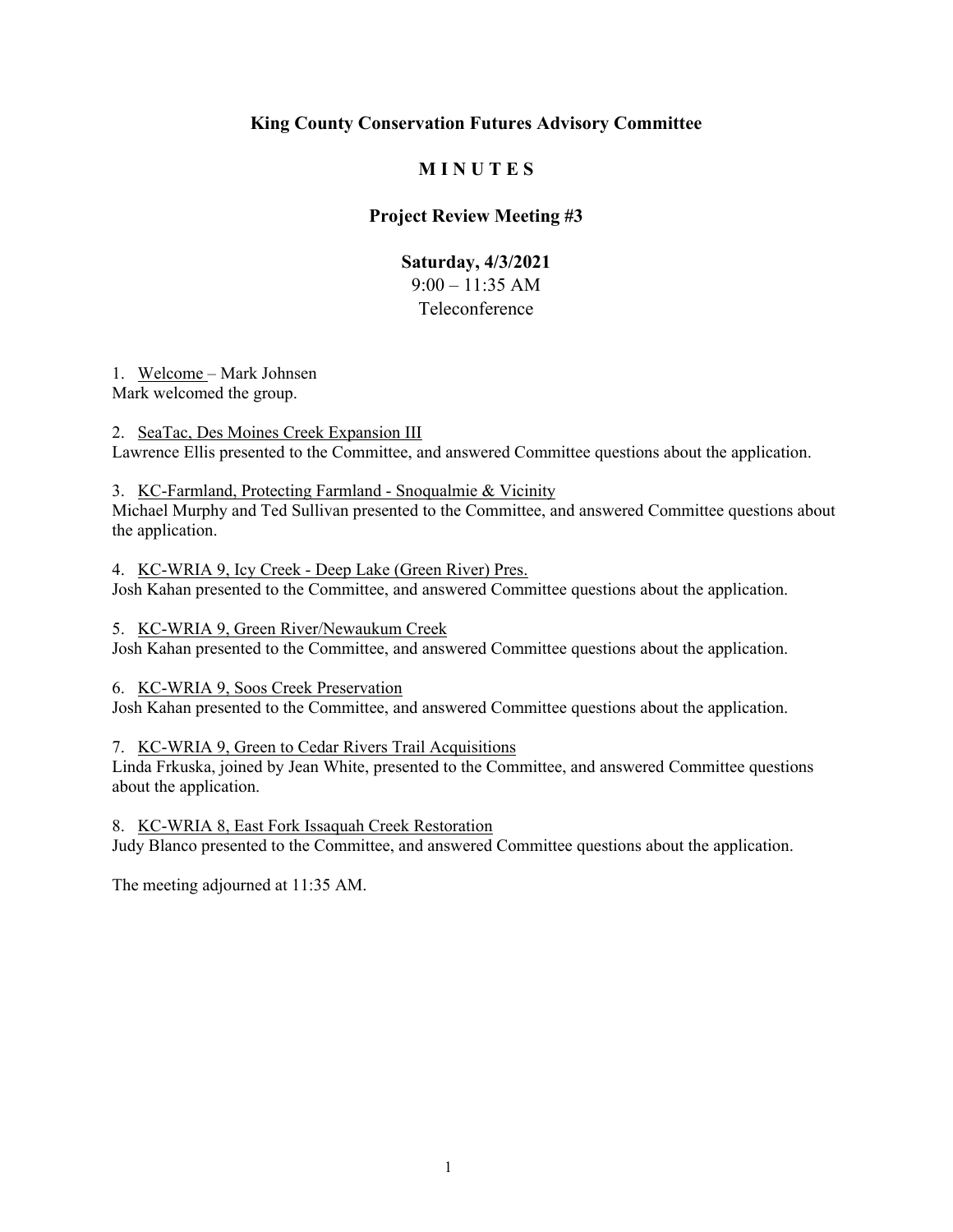**King County Conservation Futures Advisory Committee**

**M I N U T E S**

**Project Review Meeting #3**

**Saturday, 4/3/2021**
9:00 – 11:35 AM
Teleconference

1. Welcome – Mark Johnsen
Mark welcomed the group.

2. SeaTac, Des Moines Creek Expansion III
Lawrence Ellis presented to the Committee, and answered Committee questions about the application.

3. KC-Farmland, Protecting Farmland - Snoqualmie & Vicinity
Michael Murphy and Ted Sullivan presented to the Committee, and answered Committee questions about the application.

4. KC-WRIA 9, Icy Creek - Deep Lake (Green River) Pres.
Josh Kahan presented to the Committee, and answered Committee questions about the application.

5. KC-WRIA 9, Green River/Newaukum Creek
Josh Kahan presented to the Committee, and answered Committee questions about the application.

6. KC-WRIA 9, Soos Creek Preservation
Josh Kahan presented to the Committee, and answered Committee questions about the application.

7. KC-WRIA 9, Green to Cedar Rivers Trail Acquisitions
Linda Frkuska, joined by Jean White, presented to the Committee, and answered Committee questions about the application.

8. KC-WRIA 8, East Fork Issaquah Creek Restoration
Judy Blanco presented to the Committee, and answered Committee questions about the application.

The meeting adjourned at 11:35 AM.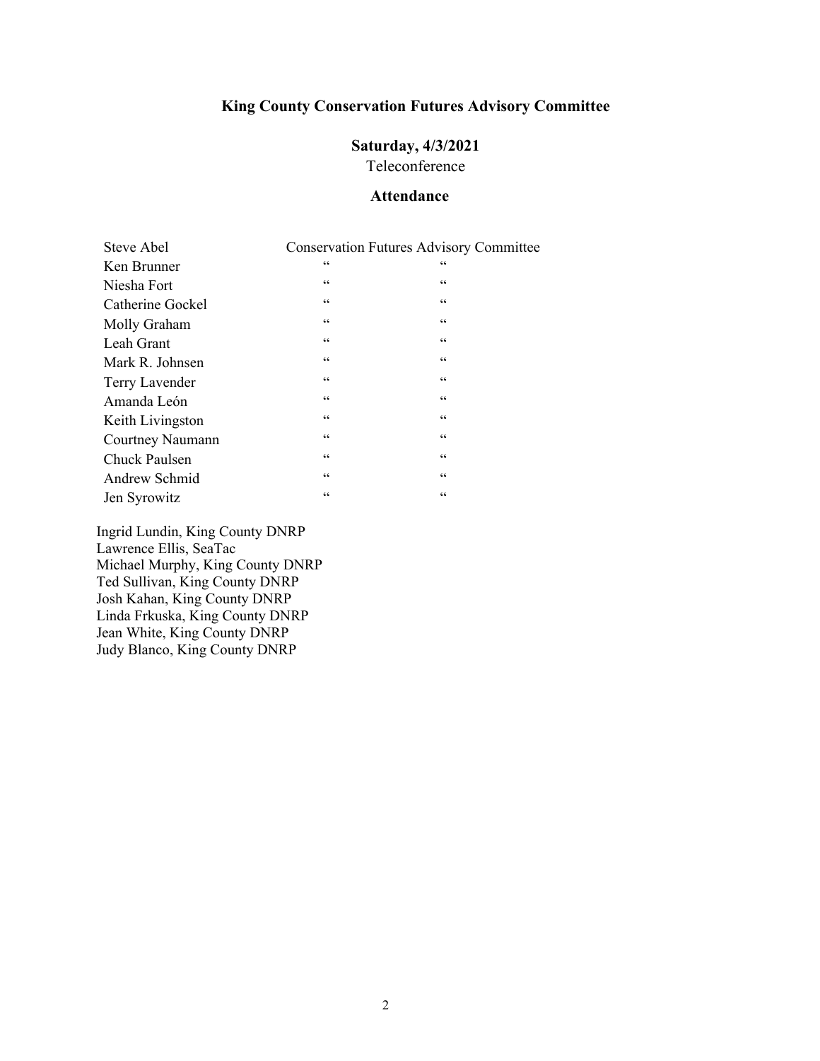**King County Conservation Futures Advisory Committee**

**Saturday, 4/3/2021**

Teleconference

**Attendance**

| | | |
|---|---|---|
| Steve Abel | Conservation Futures Advisory Committee | |
| Ken Brunner | " | " |
| Niesha Fort | " | " |
| Catherine Gockel | " | " |
| Molly Graham | " | " |
| Leah Grant | " | " |
| Mark R. Johnsen | " | " |
| Terry Lavender | " | " |
| Amanda León | " | " |
| Keith Livingston | " | " |
| Courtney Naumann | " | " |
| Chuck Paulsen | " | " |
| Andrew Schmid | " | " |
| Jen Syrowitz | " | " |

Ingrid Lundin, King County DNRP
Lawrence Ellis, SeaTac
Michael Murphy, King County DNRP
Ted Sullivan, King County DNRP
Josh Kahan, King County DNRP
Linda Frkuska, King County DNRP
Jean White, King County DNRP
Judy Blanco, King County DNRP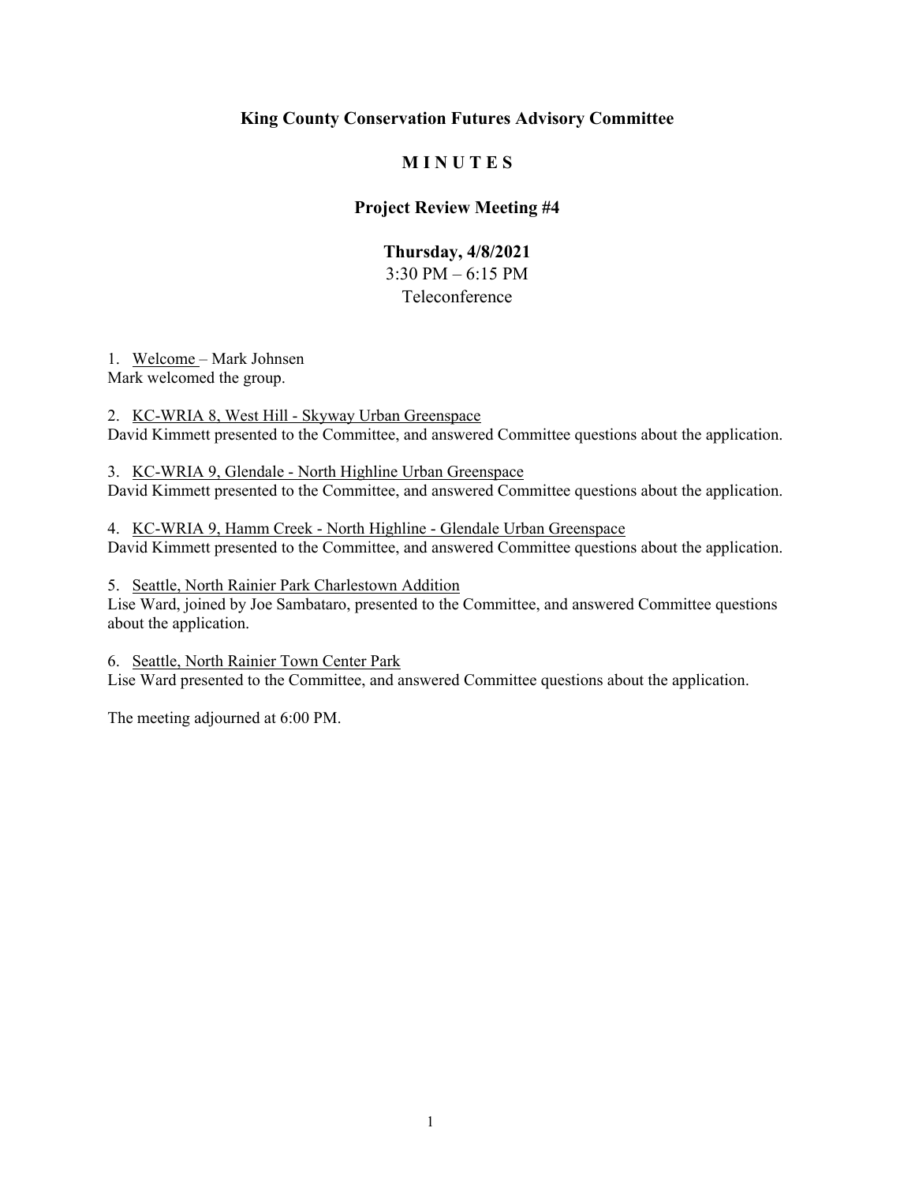**King County Conservation Futures Advisory Committee**

**M I N U T E S**

**Project Review Meeting #4**

**Thursday, 4/8/2021**
3:30 PM – 6:15 PM
Teleconference

1. Welcome – Mark Johnsen
Mark welcomed the group.

2. KC-WRIA 8, West Hill - Skyway Urban Greenspace
David Kimmett presented to the Committee, and answered Committee questions about the application.

3. KC-WRIA 9, Glendale - North Highline Urban Greenspace
David Kimmett presented to the Committee, and answered Committee questions about the application.

4. KC-WRIA 9, Hamm Creek - North Highline - Glendale Urban Greenspace
David Kimmett presented to the Committee, and answered Committee questions about the application.

5. Seattle, North Rainier Park Charlestown Addition
Lise Ward, joined by Joe Sambataro, presented to the Committee, and answered Committee questions about the application.

6. Seattle, North Rainier Town Center Park
Lise Ward presented to the Committee, and answered Committee questions about the application.

The meeting adjourned at 6:00 PM.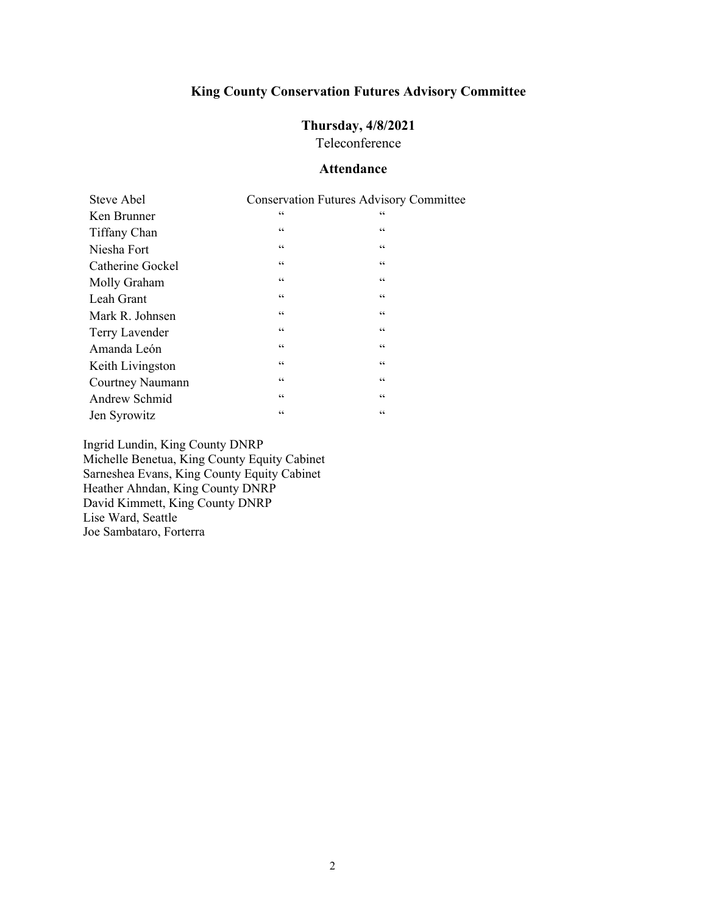# King County Conservation Futures Advisory Committee

## Thursday, 4/8/2021

Teleconference

### Attendance

| | | |
|---|---|---|
| Steve Abel | Conservation Futures Advisory Committee | |
| Ken Brunner | " | " |
| Tiffany Chan | " | " |
| Niesha Fort | " | " |
| Catherine Gockel | " | " |
| Molly Graham | " | " |
| Leah Grant | " | " |
| Mark R. Johnsen | " | " |
| Terry Lavender | " | " |
| Amanda León | " | " |
| Keith Livingston | " | " |
| Courtney Naumann | " | " |
| Andrew Schmid | " | " |
| Jen Syrowitz | " | " |

Ingrid Lundin, King County DNRP
Michelle Benetua, King County Equity Cabinet
Sarneshea Evans, King County Equity Cabinet
Heather Ahndan, King County DNRP
David Kimmett, King County DNRP
Lise Ward, Seattle
Joe Sambataro, Forterra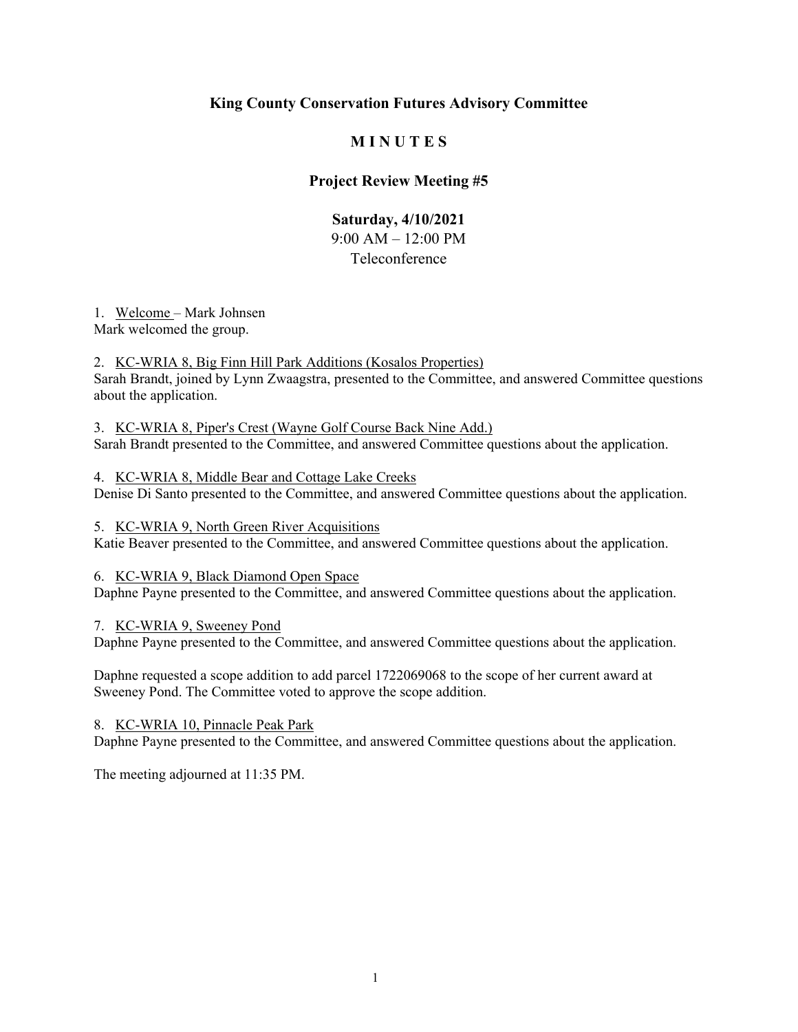# King County Conservation Futures Advisory Committee

## M I N U T E S

### Project Review Meeting #5

**Saturday, 4/10/2021**
9:00 AM – 12:00 PM
Teleconference

1. Welcome – Mark Johnsen
Mark welcomed the group.

2. KC-WRIA 8, Big Finn Hill Park Additions (Kosalos Properties)
Sarah Brandt, joined by Lynn Zwaagstra, presented to the Committee, and answered Committee questions about the application.

3. KC-WRIA 8, Piper's Crest (Wayne Golf Course Back Nine Add.)
Sarah Brandt presented to the Committee, and answered Committee questions about the application.

4. KC-WRIA 8, Middle Bear and Cottage Lake Creeks
Denise Di Santo presented to the Committee, and answered Committee questions about the application.

5. KC-WRIA 9, North Green River Acquisitions
Katie Beaver presented to the Committee, and answered Committee questions about the application.

6. KC-WRIA 9, Black Diamond Open Space
Daphne Payne presented to the Committee, and answered Committee questions about the application.

7. KC-WRIA 9, Sweeney Pond
Daphne Payne presented to the Committee, and answered Committee questions about the application.

Daphne requested a scope addition to add parcel 1722069068 to the scope of her current award at Sweeney Pond. The Committee voted to approve the scope addition.

8. KC-WRIA 10, Pinnacle Peak Park
Daphne Payne presented to the Committee, and answered Committee questions about the application.

The meeting adjourned at 11:35 PM.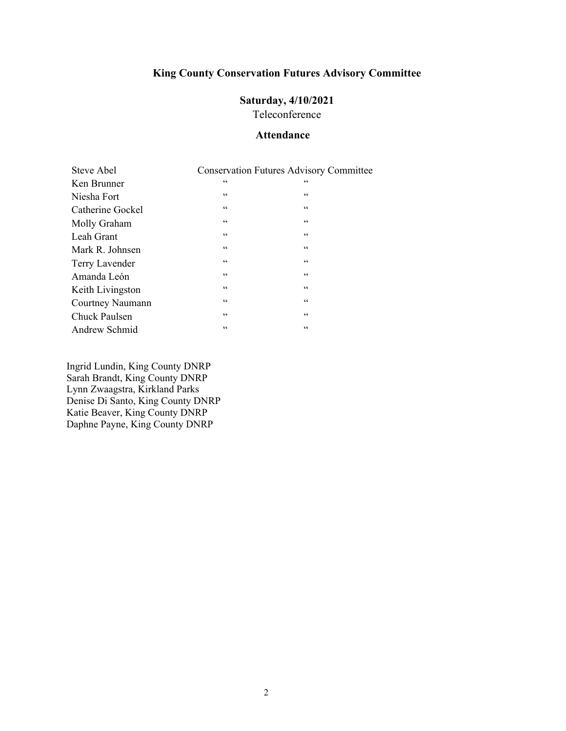# King County Conservation Futures Advisory Committee

## Saturday, 4/10/2021

Teleconference

### Attendance

| | | |
|---|---|---|
| Steve Abel | Conservation Futures Advisory Committee | |
| Ken Brunner | “ | “ |
| Niesha Fort | “ | “ |
| Catherine Gockel | “ | “ |
| Molly Graham | “ | “ |
| Leah Grant | “ | “ |
| Mark R. Johnsen | “ | “ |
| Terry Lavender | “ | “ |
| Amanda León | “ | “ |
| Keith Livingston | “ | “ |
| Courtney Naumann | “ | “ |
| Chuck Paulsen | “ | “ |
| Andrew Schmid | “ | “ |

Ingrid Lundin, King County DNRP
Sarah Brandt, King County DNRP
Lynn Zwaagstra, Kirkland Parks
Denise Di Santo, King County DNRP
Katie Beaver, King County DNRP
Daphne Payne, King County DNRP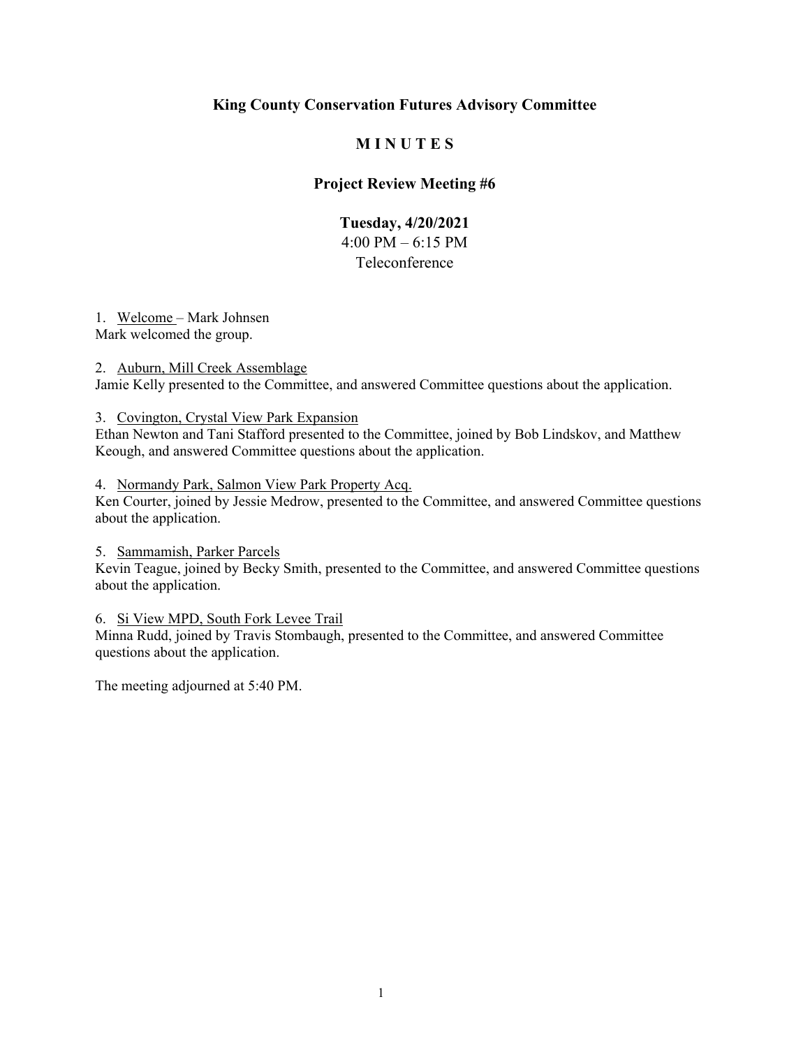**King County Conservation Futures Advisory Committee**

**M I N U T E S**

**Project Review Meeting #6**

**Tuesday, 4/20/2021**
4:00 PM – 6:15 PM
Teleconference

1. Welcome – Mark Johnsen

Mark welcomed the group.

2. Auburn, Mill Creek Assemblage

Jamie Kelly presented to the Committee, and answered Committee questions about the application.

3. Covington, Crystal View Park Expansion

Ethan Newton and Tani Stafford presented to the Committee, joined by Bob Lindskov, and Matthew Keough, and answered Committee questions about the application.

4. Normandy Park, Salmon View Park Property Acq.

Ken Courter, joined by Jessie Medrow, presented to the Committee, and answered Committee questions about the application.

5. Sammamish, Parker Parcels

Kevin Teague, joined by Becky Smith, presented to the Committee, and answered Committee questions about the application.

6. Si View MPD, South Fork Levee Trail

Minna Rudd, joined by Travis Stombaugh, presented to the Committee, and answered Committee questions about the application.

The meeting adjourned at 5:40 PM.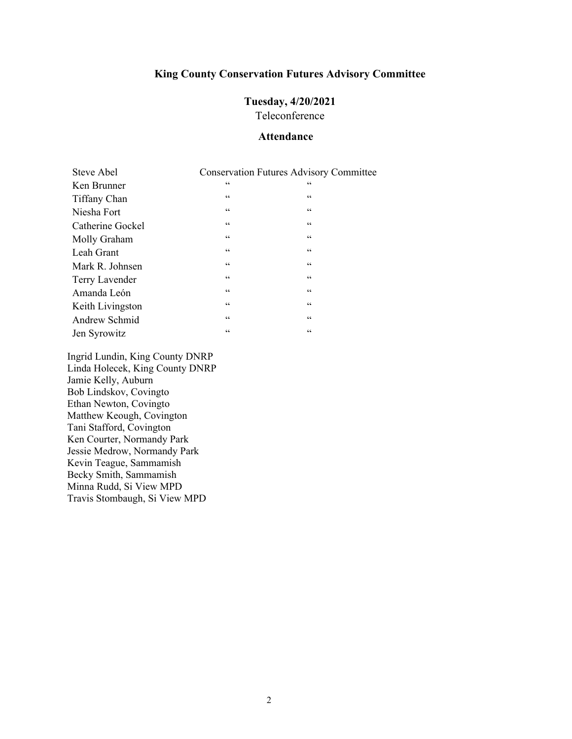**King County Conservation Futures Advisory Committee**

**Tuesday, 4/20/2021**

Teleconference

**Attendance**

| | | |
|---|---|---|
| Steve Abel | Conservation Futures Advisory Committee | |
| Ken Brunner | " | " |
| Tiffany Chan | " | " |
| Niesha Fort | " | " |
| Catherine Gockel | " | " |
| Molly Graham | " | " |
| Leah Grant | " | " |
| Mark R. Johnsen | " | " |
| Terry Lavender | " | " |
| Amanda León | " | " |
| Keith Livingston | " | " |
| Andrew Schmid | " | " |
| Jen Syrowitz | " | " |

Ingrid Lundin, King County DNRP
Linda Holecek, King County DNRP
Jamie Kelly, Auburn
Bob Lindskov, Covingto
Ethan Newton, Covingto
Matthew Keough, Covington
Tani Stafford, Covington
Ken Courter, Normandy Park
Jessie Medrow, Normandy Park
Kevin Teague, Sammamish
Becky Smith, Sammamish
Minna Rudd, Si View MPD
Travis Stombaugh, Si View MPD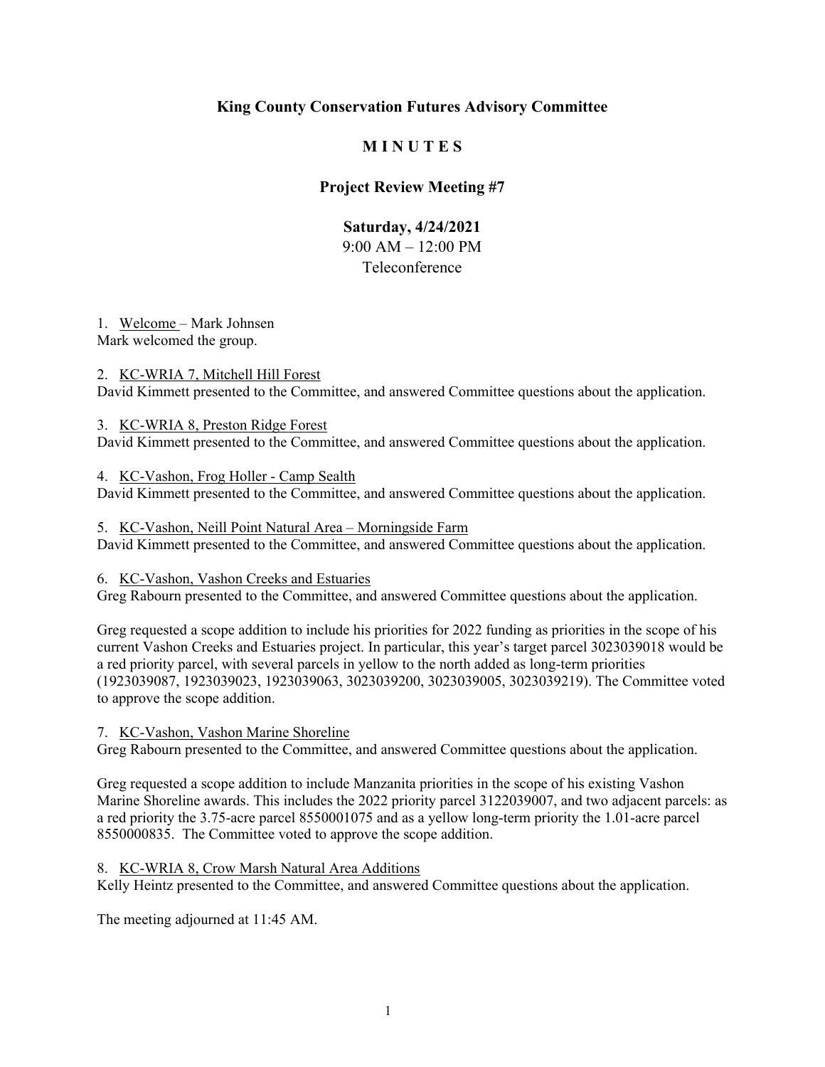# King County Conservation Futures Advisory Committee

## M I N U T E S

### Project Review Meeting #7

**Saturday, 4/24/2021**
9:00 AM – 12:00 PM
Teleconference

1. Welcome – Mark Johnsen
Mark welcomed the group.

2. KC-WRIA 7, Mitchell Hill Forest
David Kimmett presented to the Committee, and answered Committee questions about the application.

3. KC-WRIA 8, Preston Ridge Forest
David Kimmett presented to the Committee, and answered Committee questions about the application.

4. KC-Vashon, Frog Holler - Camp Sealth
David Kimmett presented to the Committee, and answered Committee questions about the application.

5. KC-Vashon, Neill Point Natural Area – Morningside Farm
David Kimmett presented to the Committee, and answered Committee questions about the application.

6. KC-Vashon, Vashon Creeks and Estuaries
Greg Rabourn presented to the Committee, and answered Committee questions about the application.

Greg requested a scope addition to include his priorities for 2022 funding as priorities in the scope of his current Vashon Creeks and Estuaries project. In particular, this year's target parcel 3023039018 would be a red priority parcel, with several parcels in yellow to the north added as long-term priorities (1923039087, 1923039023, 1923039063, 3023039200, 3023039005, 3023039219). The Committee voted to approve the scope addition.

7. KC-Vashon, Vashon Marine Shoreline
Greg Rabourn presented to the Committee, and answered Committee questions about the application.

Greg requested a scope addition to include Manzanita priorities in the scope of his existing Vashon Marine Shoreline awards. This includes the 2022 priority parcel 3122039007, and two adjacent parcels: as a red priority the 3.75-acre parcel 8550001075 and as a yellow long-term priority the 1.01-acre parcel 8550000835. The Committee voted to approve the scope addition.

8. KC-WRIA 8, Crow Marsh Natural Area Additions
Kelly Heintz presented to the Committee, and answered Committee questions about the application.

The meeting adjourned at 11:45 AM.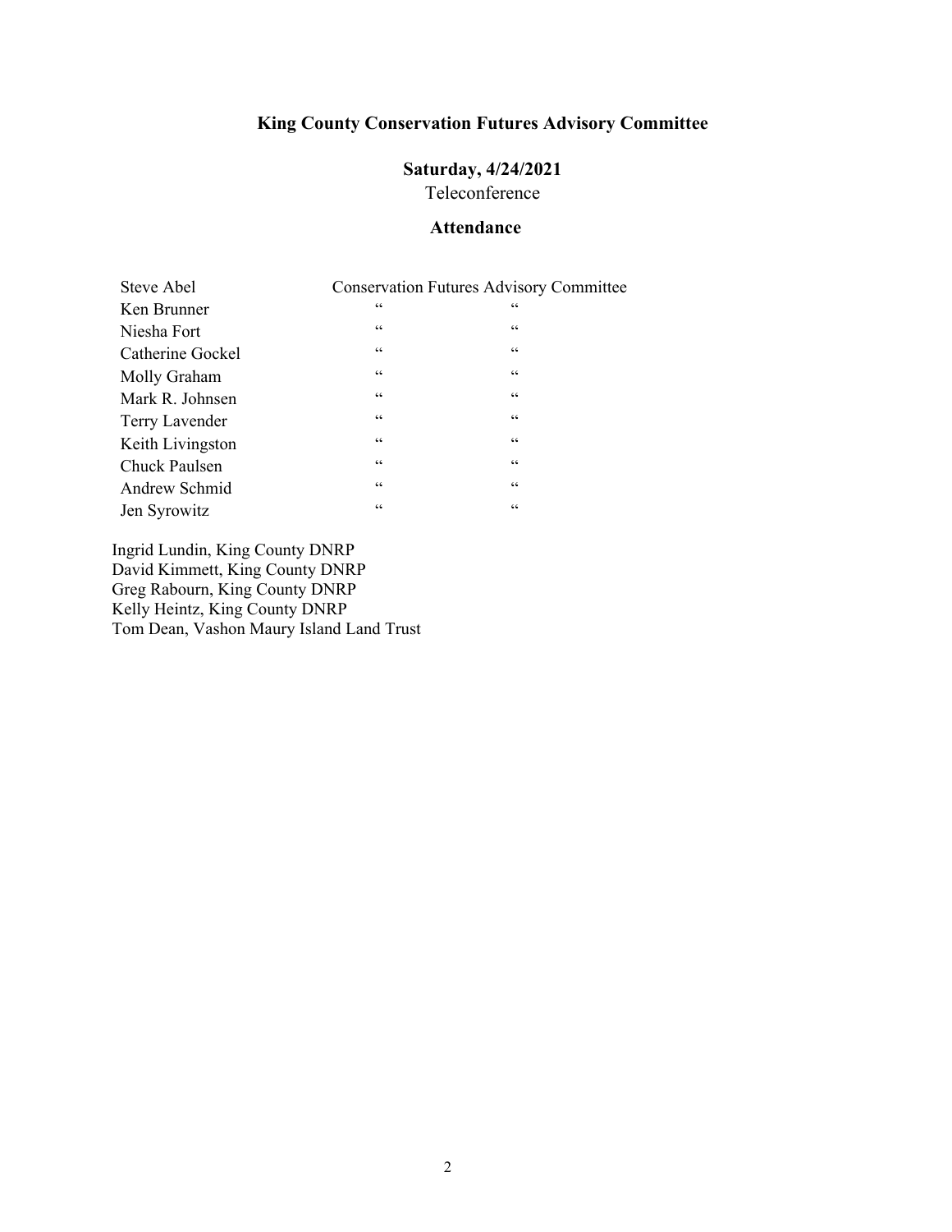# King County Conservation Futures Advisory Committee

**Saturday, 4/24/2021**

Teleconference

**Attendance**

| | |
|---|---|
| Steve Abel | Conservation Futures Advisory Committee |
| Ken Brunner | " " |
| Niesha Fort | " " |
| Catherine Gockel | " " |
| Molly Graham | " " |
| Mark R. Johnsen | " " |
| Terry Lavender | " " |
| Keith Livingston | " " |
| Chuck Paulsen | " " |
| Andrew Schmid | " " |
| Jen Syrowitz | " " |

Ingrid Lundin, King County DNRP
David Kimmett, King County DNRP
Greg Rabourn, King County DNRP
Kelly Heintz, King County DNRP
Tom Dean, Vashon Maury Island Land Trust